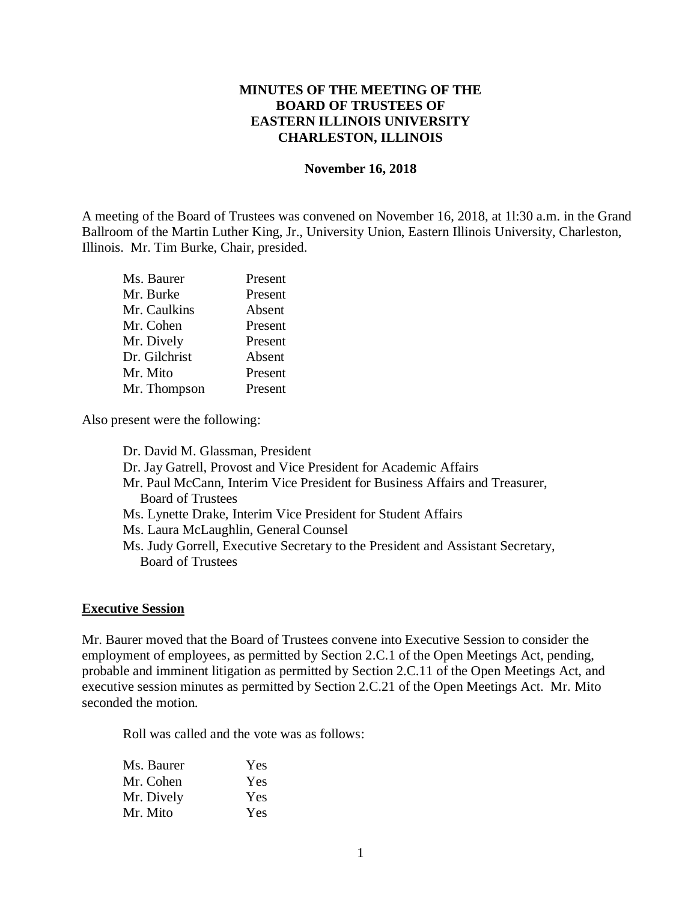# MINUTES OF THE MEETING OF THE BOARD OF TRUSTEES OF EASTERN ILLINOIS UNIVERSITY CHARLESTON, ILLINOIS

**November 16, 2018**

A meeting of the Board of Trustees was convened on November 16, 2018, at 1l:30 a.m. in the Grand Ballroom of the Martin Luther King, Jr., University Union, Eastern Illinois University, Charleston, Illinois. Mr. Tim Burke, Chair, presided.

| | |
|---|---|
| Ms. Baurer | Present |
| Mr. Burke | Present |
| Mr. Caulkins | Absent |
| Mr. Cohen | Present |
| Mr. Dively | Present |
| Dr. Gilchrist | Absent |
| Mr. Mito | Present |
| Mr. Thompson | Present |

Also present were the following:

Dr. David M. Glassman, President
Dr. Jay Gatrell, Provost and Vice President for Academic Affairs
Mr. Paul McCann, Interim Vice President for Business Affairs and Treasurer, Board of Trustees
Ms. Lynette Drake, Interim Vice President for Student Affairs
Ms. Laura McLaughlin, General Counsel
Ms. Judy Gorrell, Executive Secretary to the President and Assistant Secretary, Board of Trustees

## Executive Session

Mr. Baurer moved that the Board of Trustees convene into Executive Session to consider the employment of employees, as permitted by Section 2.C.1 of the Open Meetings Act, pending, probable and imminent litigation as permitted by Section 2.C.11 of the Open Meetings Act, and executive session minutes as permitted by Section 2.C.21 of the Open Meetings Act. Mr. Mito seconded the motion.

Roll was called and the vote was as follows:

| | |
|---|---|
| Ms. Baurer | Yes |
| Mr. Cohen | Yes |
| Mr. Dively | Yes |
| Mr. Mito | Yes |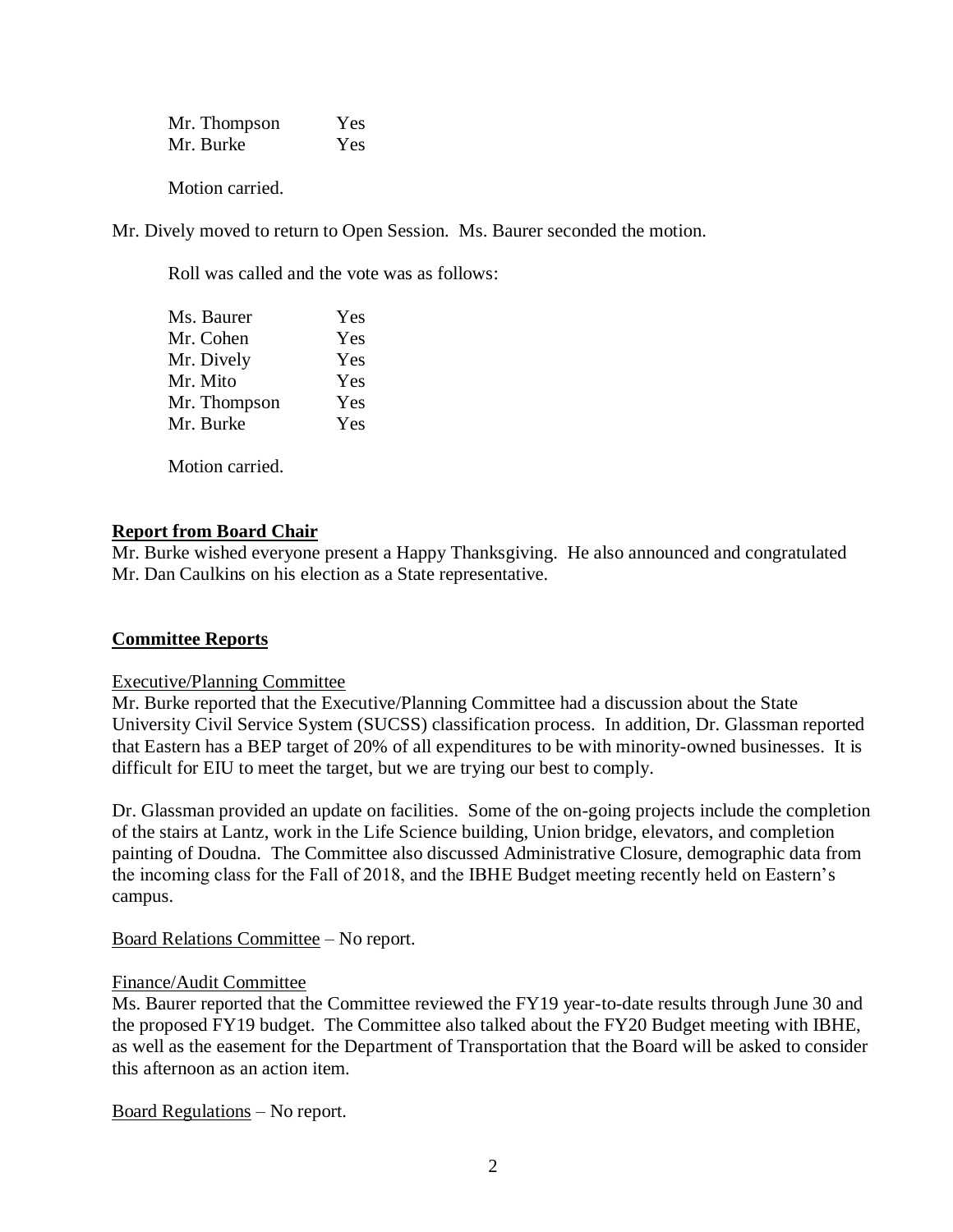| | |
|---|---|
| Mr. Thompson | Yes |
| Mr. Burke | Yes |

Motion carried.

Mr. Dively moved to return to Open Session. Ms. Baurer seconded the motion.

Roll was called and the vote was as follows:

| | |
|---|---|
| Ms. Baurer | Yes |
| Mr. Cohen | Yes |
| Mr. Dively | Yes |
| Mr. Mito | Yes |
| Mr. Thompson | Yes |
| Mr. Burke | Yes |

Motion carried.

## Report from Board Chair

Mr. Burke wished everyone present a Happy Thanksgiving. He also announced and congratulated Mr. Dan Caulkins on his election as a State representative.

## Committee Reports

Executive/Planning Committee

Mr. Burke reported that the Executive/Planning Committee had a discussion about the State University Civil Service System (SUCSS) classification process. In addition, Dr. Glassman reported that Eastern has a BEP target of 20% of all expenditures to be with minority-owned businesses. It is difficult for EIU to meet the target, but we are trying our best to comply.

Dr. Glassman provided an update on facilities. Some of the on-going projects include the completion of the stairs at Lantz, work in the Life Science building, Union bridge, elevators, and completion painting of Doudna. The Committee also discussed Administrative Closure, demographic data from the incoming class for the Fall of 2018, and the IBHE Budget meeting recently held on Eastern's campus.

Board Relations Committee – No report.

Finance/Audit Committee

Ms. Baurer reported that the Committee reviewed the FY19 year-to-date results through June 30 and the proposed FY19 budget. The Committee also talked about the FY20 Budget meeting with IBHE, as well as the easement for the Department of Transportation that the Board will be asked to consider this afternoon as an action item.

Board Regulations – No report.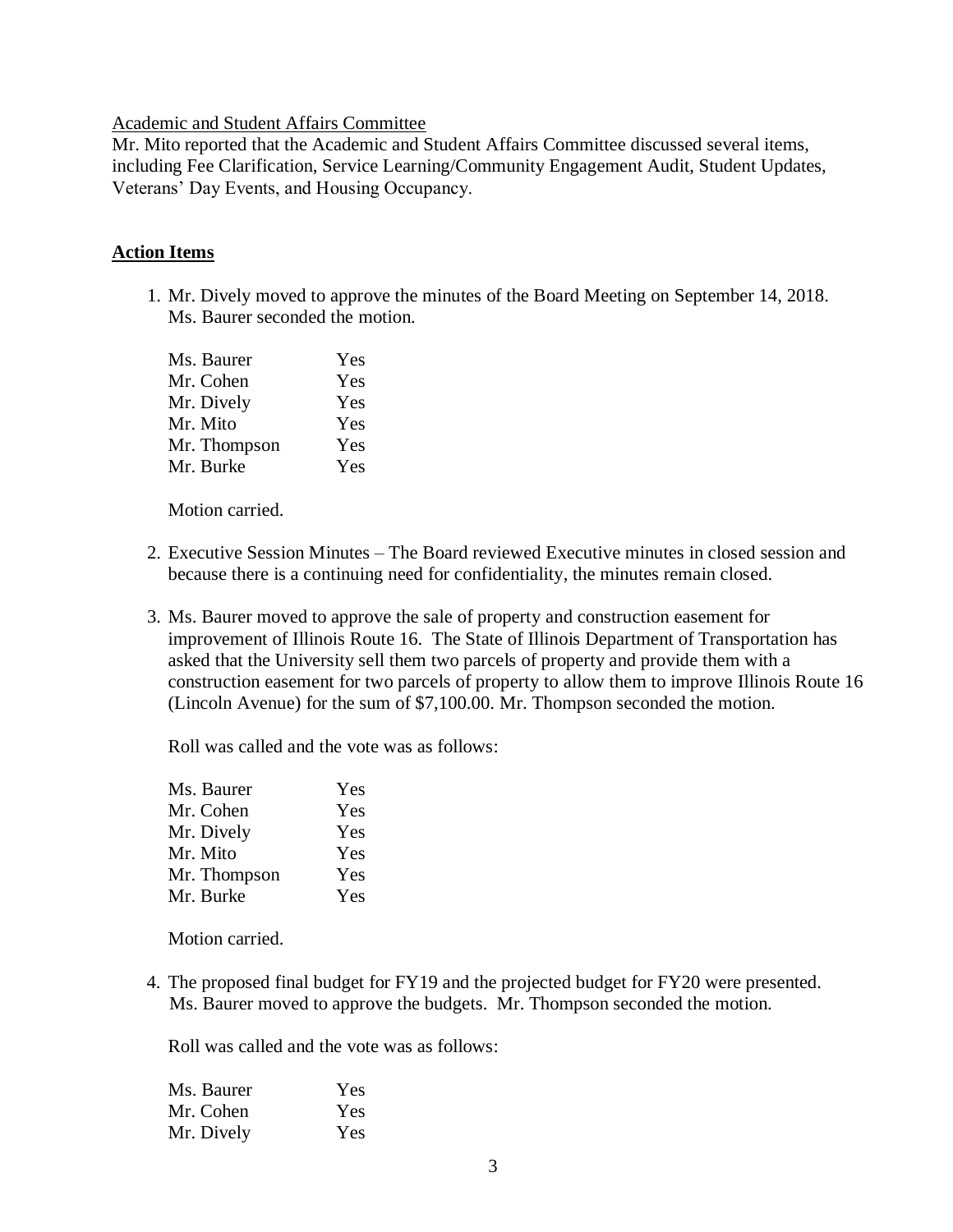Academic and Student Affairs Committee

Mr. Mito reported that the Academic and Student Affairs Committee discussed several items, including Fee Clarification, Service Learning/Community Engagement Audit, Student Updates, Veterans' Day Events, and Housing Occupancy.

**Action Items**

1. Mr. Dively moved to approve the minutes of the Board Meeting on September 14, 2018. Ms. Baurer seconded the motion.

   | | |
   |---|---|
   | Ms. Baurer | Yes |
   | Mr. Cohen | Yes |
   | Mr. Dively | Yes |
   | Mr. Mito | Yes |
   | Mr. Thompson | Yes |
   | Mr. Burke | Yes |

   Motion carried.

2. Executive Session Minutes – The Board reviewed Executive minutes in closed session and because there is a continuing need for confidentiality, the minutes remain closed.

3. Ms. Baurer moved to approve the sale of property and construction easement for improvement of Illinois Route 16. The State of Illinois Department of Transportation has asked that the University sell them two parcels of property and provide them with a construction easement for two parcels of property to allow them to improve Illinois Route 16 (Lincoln Avenue) for the sum of $7,100.00. Mr. Thompson seconded the motion.

   Roll was called and the vote was as follows:

   | | |
   |---|---|
   | Ms. Baurer | Yes |
   | Mr. Cohen | Yes |
   | Mr. Dively | Yes |
   | Mr. Mito | Yes |
   | Mr. Thompson | Yes |
   | Mr. Burke | Yes |

   Motion carried.

4. The proposed final budget for FY19 and the projected budget for FY20 were presented. Ms. Baurer moved to approve the budgets. Mr. Thompson seconded the motion.

   Roll was called and the vote was as follows:

   | | |
   |---|---|
   | Ms. Baurer | Yes |
   | Mr. Cohen | Yes |
   | Mr. Dively | Yes |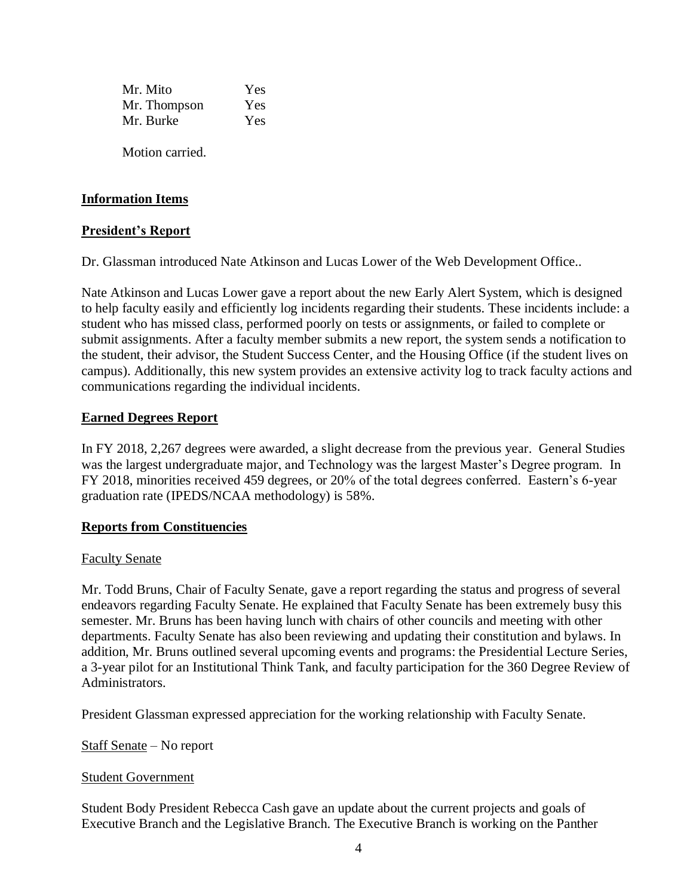| | |
|---|---|
| Mr. Mito | Yes |
| Mr. Thompson | Yes |
| Mr. Burke | Yes |

Motion carried.

## **Information Items**

## **President's Report**

Dr. Glassman introduced Nate Atkinson and Lucas Lower of the Web Development Office..

Nate Atkinson and Lucas Lower gave a report about the new Early Alert System, which is designed to help faculty easily and efficiently log incidents regarding their students. These incidents include: a student who has missed class, performed poorly on tests or assignments, or failed to complete or submit assignments. After a faculty member submits a new report, the system sends a notification to the student, their advisor, the Student Success Center, and the Housing Office (if the student lives on campus). Additionally, this new system provides an extensive activity log to track faculty actions and communications regarding the individual incidents.

## **Earned Degrees Report**

In FY 2018, 2,267 degrees were awarded, a slight decrease from the previous year. General Studies was the largest undergraduate major, and Technology was the largest Master's Degree program. In FY 2018, minorities received 459 degrees, or 20% of the total degrees conferred. Eastern's 6-year graduation rate (IPEDS/NCAA methodology) is 58%.

## **Reports from Constituencies**

### Faculty Senate

Mr. Todd Bruns, Chair of Faculty Senate, gave a report regarding the status and progress of several endeavors regarding Faculty Senate. He explained that Faculty Senate has been extremely busy this semester. Mr. Bruns has been having lunch with chairs of other councils and meeting with other departments. Faculty Senate has also been reviewing and updating their constitution and bylaws. In addition, Mr. Bruns outlined several upcoming events and programs: the Presidential Lecture Series, a 3-year pilot for an Institutional Think Tank, and faculty participation for the 360 Degree Review of Administrators.

President Glassman expressed appreciation for the working relationship with Faculty Senate.

Staff Senate – No report

### Student Government

Student Body President Rebecca Cash gave an update about the current projects and goals of Executive Branch and the Legislative Branch. The Executive Branch is working on the Panther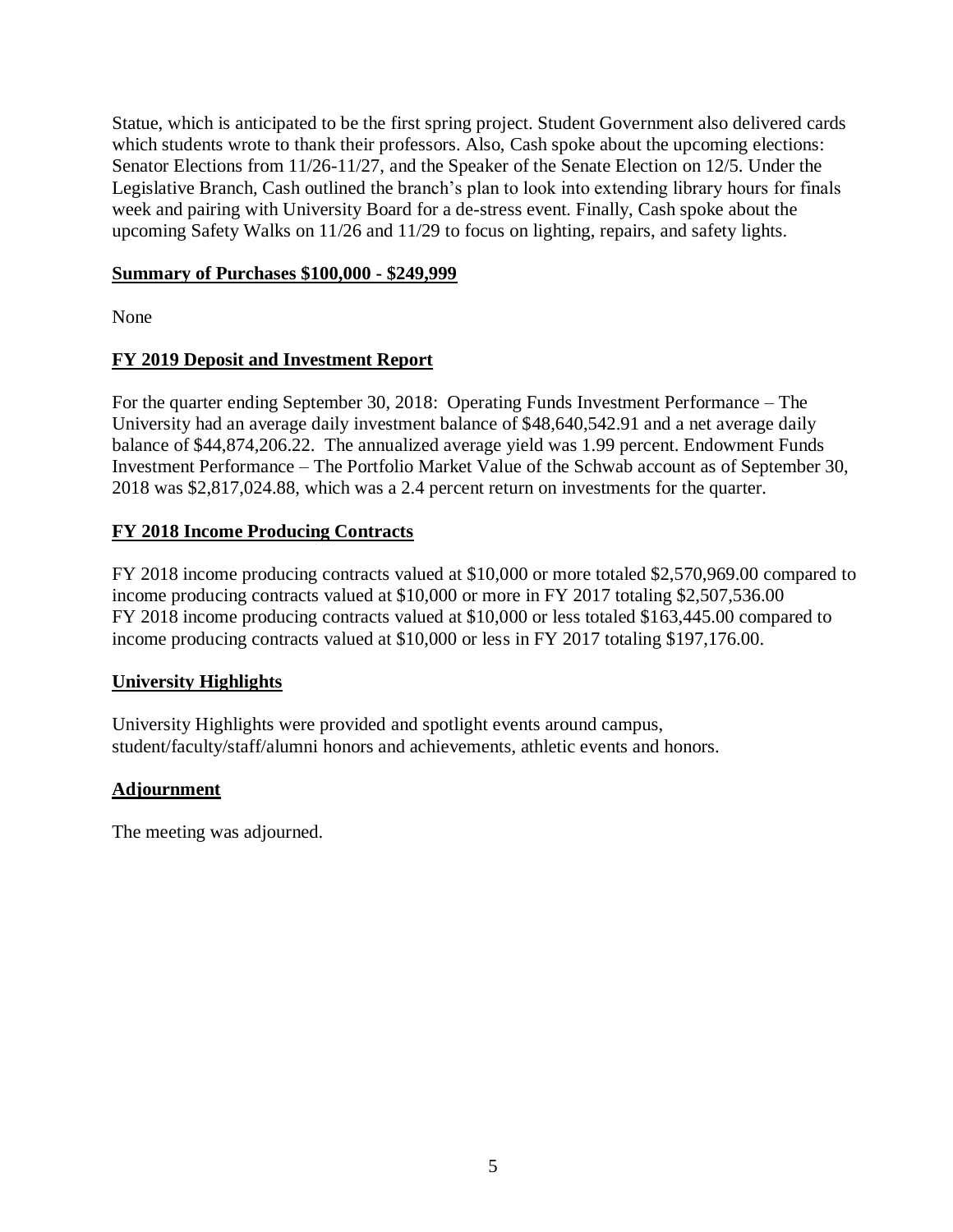Statue, which is anticipated to be the first spring project. Student Government also delivered cards which students wrote to thank their professors. Also, Cash spoke about the upcoming elections: Senator Elections from 11/26-11/27, and the Speaker of the Senate Election on 12/5. Under the Legislative Branch, Cash outlined the branch's plan to look into extending library hours for finals week and pairing with University Board for a de-stress event. Finally, Cash spoke about the upcoming Safety Walks on 11/26 and 11/29 to focus on lighting, repairs, and safety lights.

**Summary of Purchases $100,000 - $249,999**

None

**FY 2019 Deposit and Investment Report**

For the quarter ending September 30, 2018: Operating Funds Investment Performance – The University had an average daily investment balance of $48,640,542.91 and a net average daily balance of $44,874,206.22. The annualized average yield was 1.99 percent. Endowment Funds Investment Performance – The Portfolio Market Value of the Schwab account as of September 30, 2018 was $2,817,024.88, which was a 2.4 percent return on investments for the quarter.

**FY 2018 Income Producing Contracts**

FY 2018 income producing contracts valued at $10,000 or more totaled $2,570,969.00 compared to income producing contracts valued at $10,000 or more in FY 2017 totaling $2,507,536.00
FY 2018 income producing contracts valued at $10,000 or less totaled $163,445.00 compared to income producing contracts valued at $10,000 or less in FY 2017 totaling $197,176.00.

**University Highlights**

University Highlights were provided and spotlight events around campus, student/faculty/staff/alumni honors and achievements, athletic events and honors.

**Adjournment**

The meeting was adjourned.